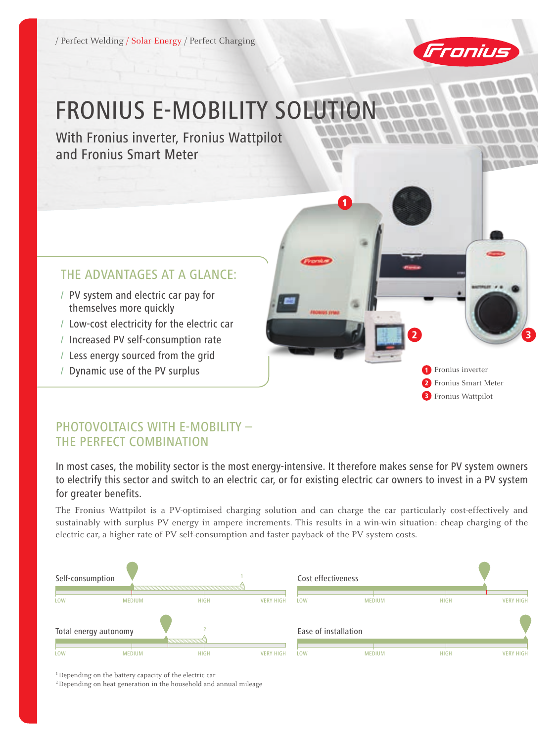/ Perfect Welding / Solar Energy / Perfect Charging

# FRONIUS E-MOBILITY SOLUTION

## With Fronius inverter, Fronius Wattpilot and Fronius Smart Meter

### THE ADVANTAGES AT A GLANCE:

- PV system and electric car pay for themselves more quickly
- Low-cost electricity for the electric car
- Increased PV self-consumption rate
- Less energy sourced from the grid
- Dynamic use of the PV surplus

1 Fronius inverter
2 Fronius Smart Meter
3 Fronius Wattpilot

## PHOTOVOLTAICS WITH E-MOBILITY – THE PERFECT COMBINATION

In most cases, the mobility sector is the most energy-intensive. It therefore makes sense for PV system owners to electrify this sector and switch to an electric car, or for existing electric car owners to invest in a PV system for greater benefits.

The Fronius Wattpilot is a PV-optimised charging solution and can charge the car particularly cost-effectively and sustainably with surplus PV energy in ampere increments. This results in a win-win situation: cheap charging of the electric car, a higher rate of PV self-consumption and faster payback of the PV system costs.

Self-consumption[1] (scale: LOW – MEDIUM – HIGH – VERY HIGH)

Total energy autonomy[2] (scale: LOW – MEDIUM – HIGH – VERY HIGH)

Cost effectiveness (scale: LOW – MEDIUM – HIGH – VERY HIGH)

Ease of installation (scale: LOW – MEDIUM – HIGH – VERY HIGH)

[1] Depending on the battery capacity of the electric car
[2] Depending on heat generation in the household and annual mileage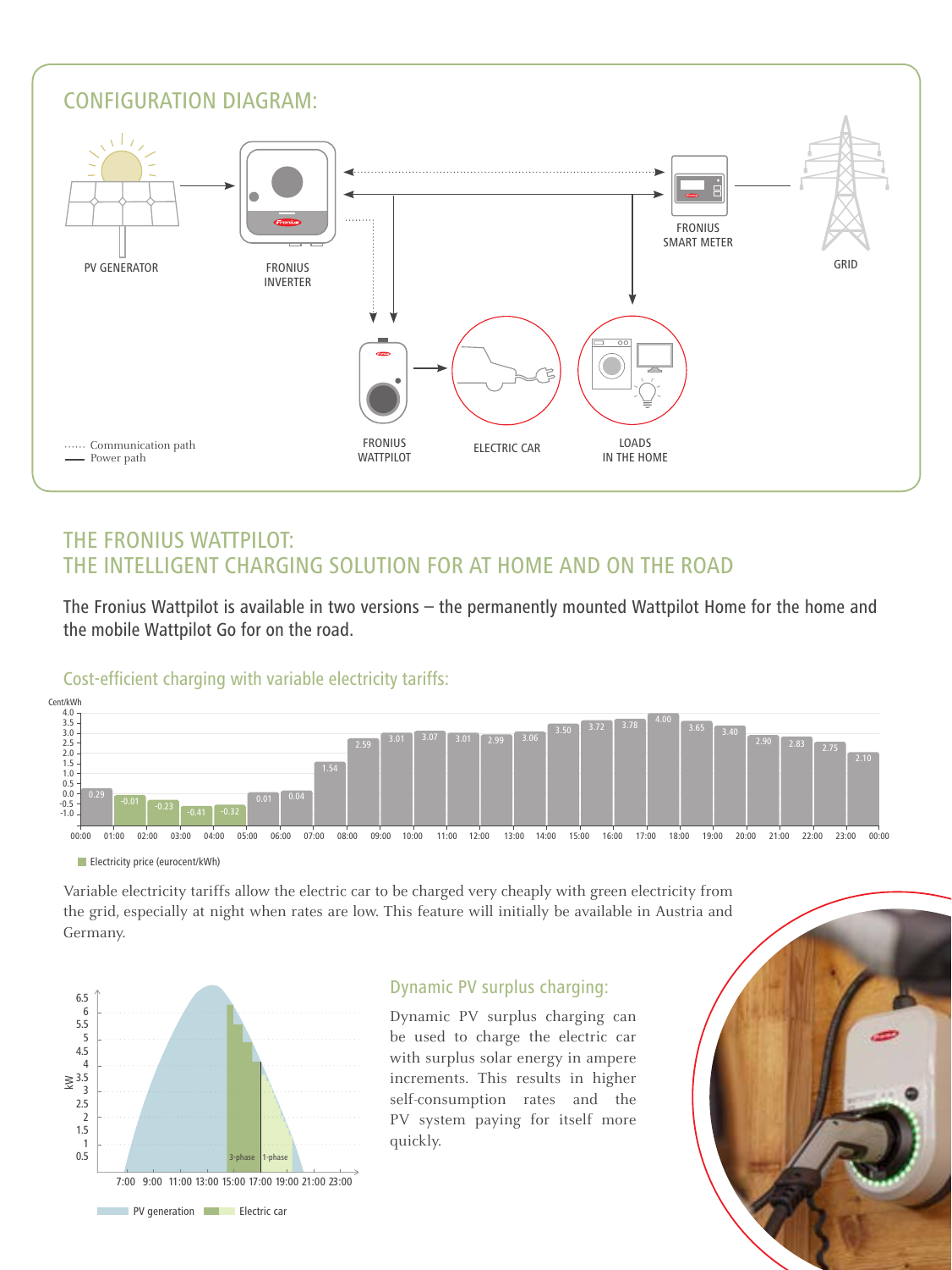## CONFIGURATION DIAGRAM:

PV GENERATOR

FRONIUS INVERTER

FRONIUS SMART METER

GRID

FRONIUS WATTPILOT

ELECTRIC CAR

LOADS IN THE HOME

...... Communication path
—— Power path

## THE FRONIUS WATTPILOT: THE INTELLIGENT CHARGING SOLUTION FOR AT HOME AND ON THE ROAD

The Fronius Wattpilot is available in two versions – the permanently mounted Wattpilot Home for the home and the mobile Wattpilot Go for on the road.

### Cost-efficient charging with variable electricity tariffs:

| Time | Electricity price (eurocent/kWh) |
|---|---|
| 00:00 | 0.29 |
| 01:00 | -0.01 |
| 02:00 | -0.23 |
| 03:00 | -0.41 |
| 04:00 | -0.32 |
| 05:00 | 0.01 |
| 06:00 | 0.04 |
| 07:00 | 1.54 |
| 08:00 | 2.59 |
| 09:00 | 3.01 |
| 10:00 | 3.07 |
| 11:00 | 3.01 |
| 12:00 | 2.99 |
| 13:00 | 3.06 |
| 14:00 | 3.50 |
| 15:00 | 3.72 |
| 16:00 | 3.78 |
| 17:00 | 4.00 |
| 18:00 | 3.65 |
| 19:00 | 3.40 |
| 20:00 | 2.90 |
| 21:00 | 2.83 |
| 22:00 | 2.75 |
| 23:00 | 2.10 |

Variable electricity tariffs allow the electric car to be charged very cheaply with green electricity from the grid, especially at night when rates are low. This feature will initially be available in Austria and Germany.

PV generation / Electric car (3-phase, 1-phase)

### Dynamic PV surplus charging:

Dynamic PV surplus charging can be used to charge the electric car with surplus solar energy in ampere increments. This results in higher self-consumption rates and the PV system paying for itself more quickly.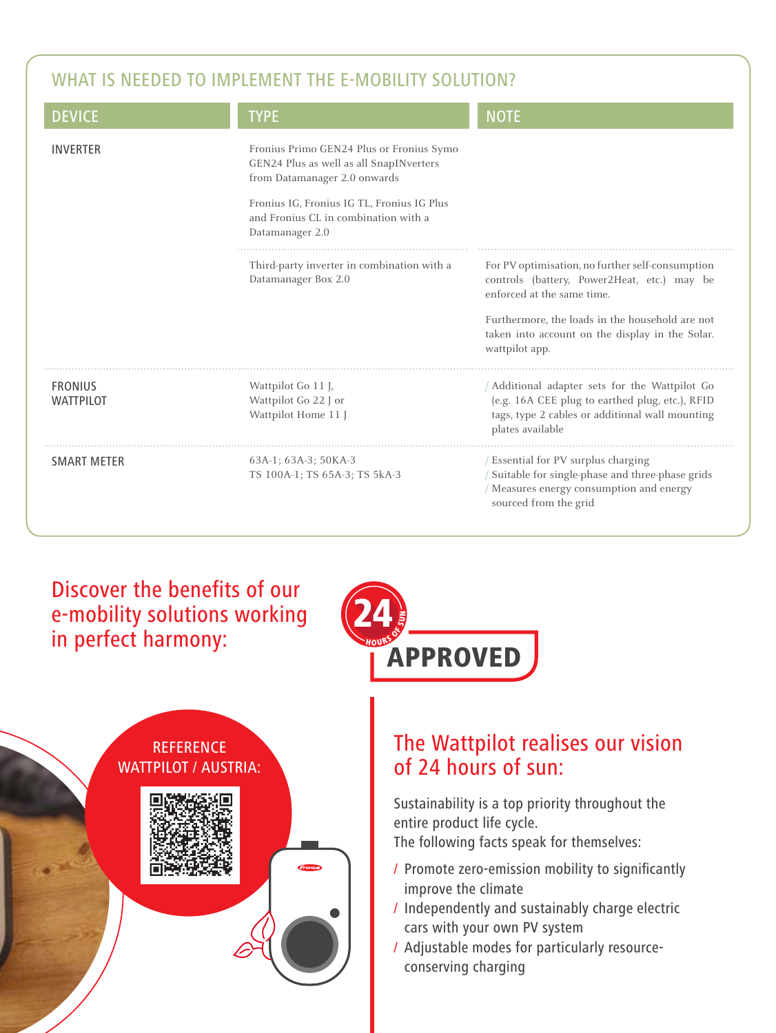## WHAT IS NEEDED TO IMPLEMENT THE E-MOBILITY SOLUTION?

| DEVICE | TYPE | NOTE |
|---|---|---|
| INVERTER | Fronius Primo GEN24 Plus or Fronius Symo GEN24 Plus as well as all SnapINverters from Datamanager 2.0 onwards<br><br>Fronius IG, Fronius IG TL, Fronius IG Plus and Fronius CL in combination with a Datamanager 2.0 | |
| | Third-party inverter in combination with a Datamanager Box 2.0 | For PV optimisation, no further self-consumption controls (battery, Power2Heat, etc.) may be enforced at the same time.<br><br>Furthermore, the loads in the household are not taken into account on the display in the Solar.wattpilot app. |
| FRONIUS WATTPILOT | Wattpilot Go 11 J,<br>Wattpilot Go 22 J or<br>Wattpilot Home 11 J | / Additional adapter sets for the Wattpilot Go (e.g. 16A CEE plug to earthed plug, etc.), RFID tags, type 2 cables or additional wall mounting plates available |
| SMART METER | 63A-1; 63A-3; 50KA-3<br>TS 100A-1; TS 65A-3; TS 5kA-3 | / Essential for PV surplus charging<br>/ Suitable for single-phase and three-phase grids<br>/ Measures energy consumption and energy sourced from the grid |

## Discover the benefits of our e-mobility solutions working in perfect harmony:

24 HOURS OF SUN APPROVED

REFERENCE WATTPILOT / AUSTRIA:

## The Wattpilot realises our vision of 24 hours of sun:

Sustainability is a top priority throughout the entire product life cycle.
The following facts speak for themselves:

- / Promote zero-emission mobility to significantly improve the climate
- / Independently and sustainably charge electric cars with your own PV system
- / Adjustable modes for particularly resource-conserving charging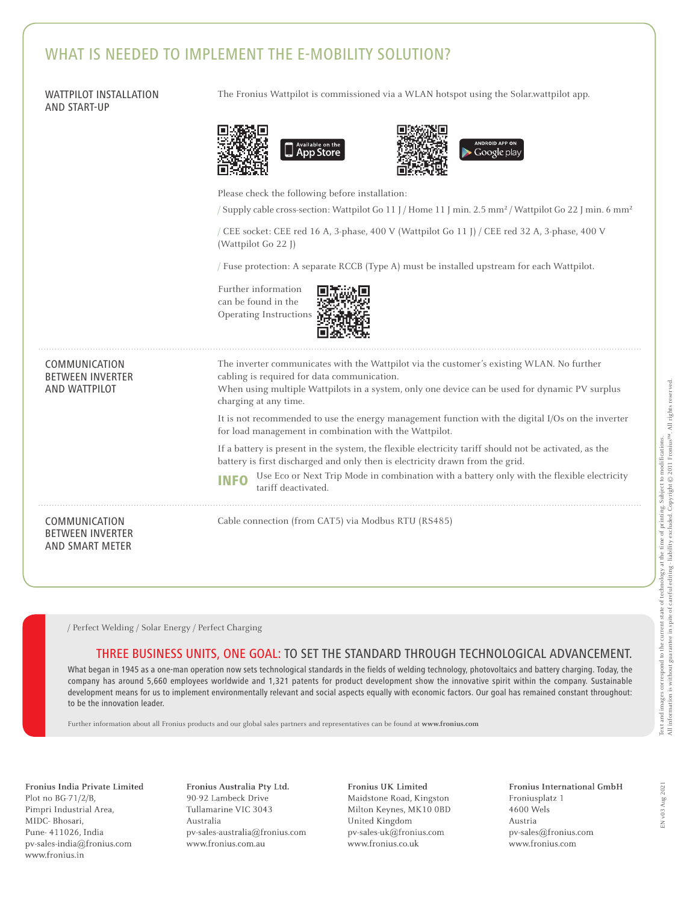## WHAT IS NEEDED TO IMPLEMENT THE E-MOBILITY SOLUTION?

### WATTPILOT INSTALLATION AND START-UP

The Fronius Wattpilot is commissioned via a WLAN hotspot using the Solar.wattpilot app.

Available on the App Store

ANDROID APP ON Google play

Please check the following before installation:

/ Supply cable cross-section: Wattpilot Go 11 J / Home 11 J min. 2.5 mm² / Wattpilot Go 22 J min. 6 mm²

/ CEE socket: CEE red 16 A, 3-phase, 400 V (Wattpilot Go 11 J) / CEE red 32 A, 3-phase, 400 V (Wattpilot Go 22 J)

/ Fuse protection: A separate RCCB (Type A) must be installed upstream for each Wattpilot.

Further information can be found in the Operating Instructions

### COMMUNICATION BETWEEN INVERTER AND WATTPILOT

The inverter communicates with the Wattpilot via the customer's existing WLAN. No further cabling is required for data communication.
When using multiple Wattpilots in a system, only one device can be used for dynamic PV surplus charging at any time.

It is not recommended to use the energy management function with the digital I/Os on the inverter for load management in combination with the Wattpilot.

If a battery is present in the system, the flexible electricity tariff should not be activated, as the battery is first discharged and only then is electricity drawn from the grid.

**INFO** Use Eco or Next Trip Mode in combination with a battery only with the flexible electricity tariff deactivated.

### COMMUNICATION BETWEEN INVERTER AND SMART METER

Cable connection (from CAT5) via Modbus RTU (RS485)

/ Perfect Welding / Solar Energy / Perfect Charging

## THREE BUSINESS UNITS, ONE GOAL: TO SET THE STANDARD THROUGH TECHNOLOGICAL ADVANCEMENT.

What began in 1945 as a one-man operation now sets technological standards in the fields of welding technology, photovoltaics and battery charging. Today, the company has around 5,660 employees worldwide and 1,321 patents for product development show the innovative spirit within the company. Sustainable development means for us to implement environmentally relevant and social aspects equally with economic factors. Our goal has remained constant throughout: to be the innovation leader.

Further information about all Fronius products and our global sales partners and representatives can be found at **www.fronius.com**

Text and images correspond to the current state of technology at the time of printing. Subject to modifications.
All information is without guarantee in spite of careful editing - liability excluded. Copyright © 2011 Fronius™. All rights reserved.

**Fronius India Private Limited**
Plot no BG-71/2/B,
Pimpri Industrial Area,
MIDC- Bhosari,
Pune- 411026, India
pv-sales-india@fronius.com
www.fronius.in

**Fronius Australia Pty Ltd.**
90-92 Lambeck Drive
Tullamarine VIC 3043
Australia
pv-sales-australia@fronius.com
www.fronius.com.au

**Fronius UK Limited**
Maidstone Road, Kingston
Milton Keynes, MK10 0BD
United Kingdom
pv-sales-uk@fronius.com
www.fronius.co.uk

**Fronius International GmbH**
Froniusplatz 1
4600 Wels
Austria
pv-sales@fronius.com
www.fronius.com

EN v03 Aug 2021